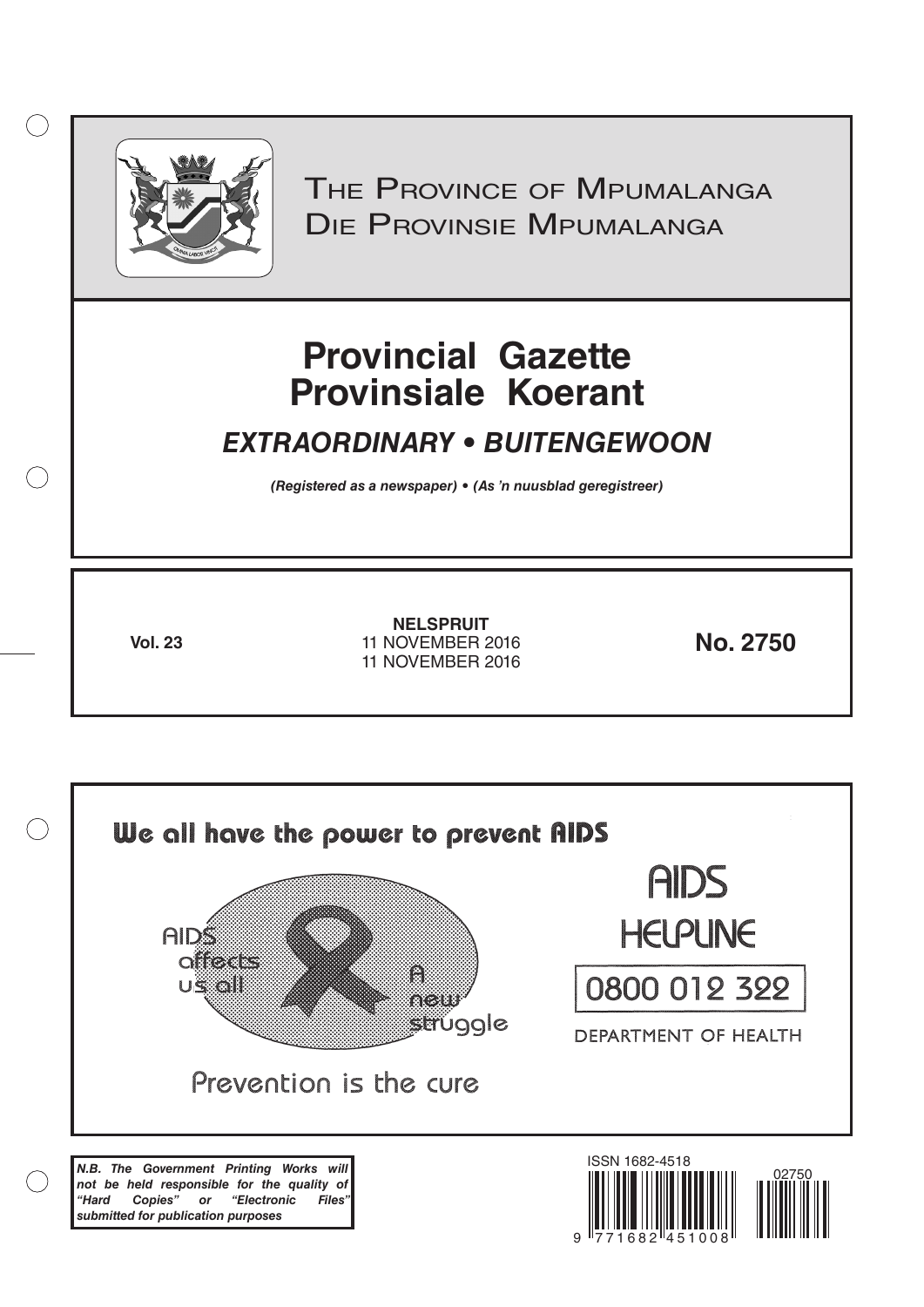# The Province of Mpumalanga
# Die Provinsie Mpumalanga

# Provincial Gazette
# Provinsiale Koerant

## *EXTRAORDINARY • BUITENGEWOON*

***(Registered as a newspaper) • (As 'n nuusblad geregistreer)***

**Vol. 23**

**NELSPRUIT**
11 NOVEMBER 2016
11 NOVEMBER 2016

**No. 2750**

**We all have the power to prevent AIDS**

AIDS affects us all

A new struggle

Prevention is the cure

AIDS HELPLINE

0800 012 322

DEPARTMENT OF HEALTH

***N.B. The Government Printing Works will not be held responsible for the quality of "Hard Copies" or "Electronic Files" submitted for publication purposes***

ISSN 1682-4518

9 771682 451008

02750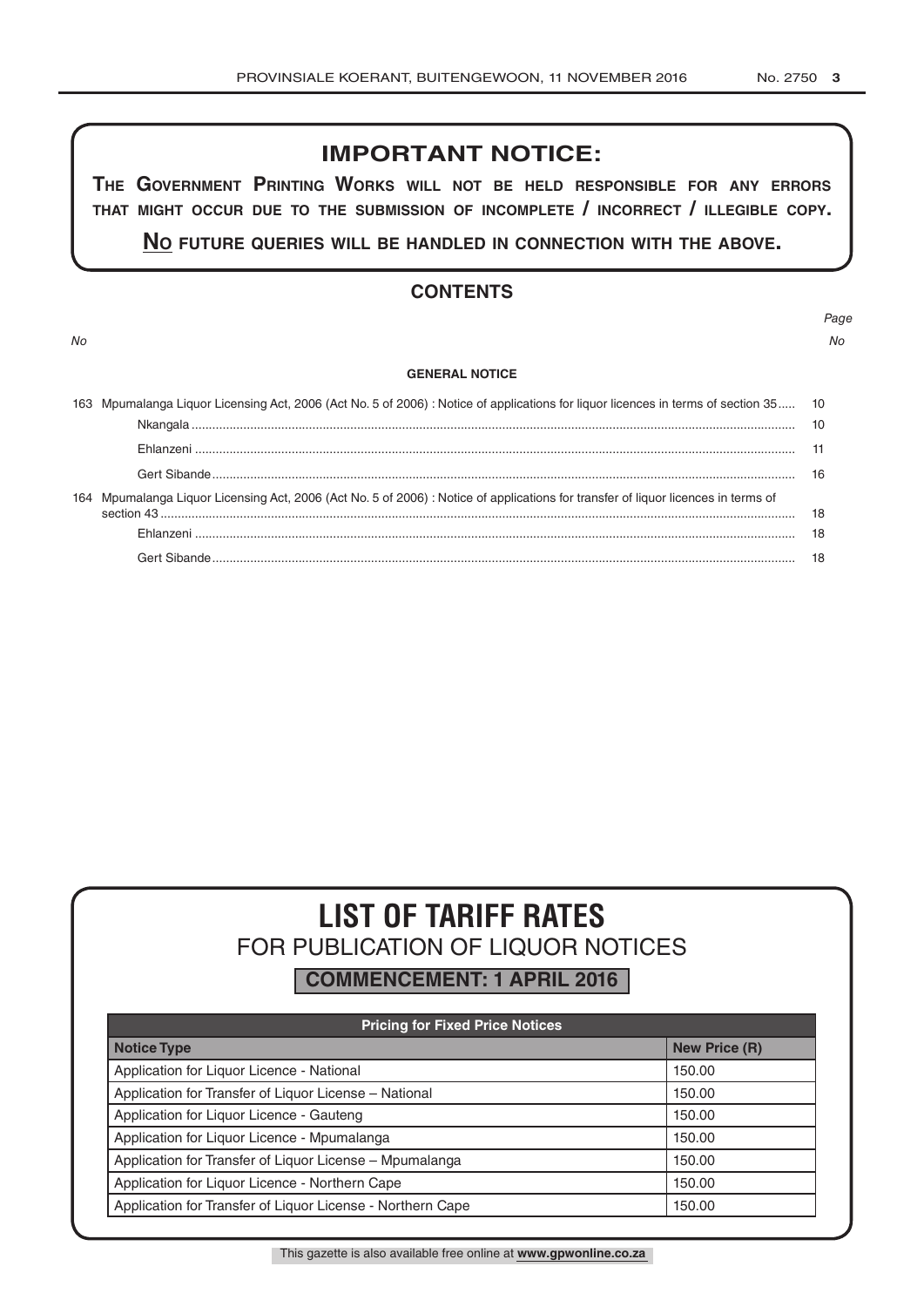## IMPORTANT NOTICE:

**THE GOVERNMENT PRINTING WORKS WILL NOT BE HELD RESPONSIBLE FOR ANY ERRORS THAT MIGHT OCCUR DUE TO THE SUBMISSION OF INCOMPLETE / INCORRECT / ILLEGIBLE COPY.**

**NO FUTURE QUERIES WILL BE HANDLED IN CONNECTION WITH THE ABOVE.**

## CONTENTS

| No | | Page No |
|---|---|---|
| | **GENERAL NOTICE** | |
| 163 | Mpumalanga Liquor Licensing Act, 2006 (Act No. 5 of 2006) : Notice of applications for liquor licences in terms of section 35 | 10 |
| | Nkangala | 10 |
| | Ehlanzeni | 11 |
| | Gert Sibande | 16 |
| 164 | Mpumalanga Liquor Licensing Act, 2006 (Act No. 5 of 2006) : Notice of applications for transfer of liquor licences in terms of section 43 | 18 |
| | Ehlanzeni | 18 |
| | Gert Sibande | 18 |

# LIST OF TARIFF RATES

## FOR PUBLICATION OF LIQUOR NOTICES

**COMMENCEMENT: 1 APRIL 2016**

| Pricing for Fixed Price Notices | |
|---|---|
| **Notice Type** | **New Price (R)** |
| Application for Liquor Licence - National | 150.00 |
| Application for Transfer of Liquor License – National | 150.00 |
| Application for Liquor Licence - Gauteng | 150.00 |
| Application for Liquor Licence - Mpumalanga | 150.00 |
| Application for Transfer of Liquor License – Mpumalanga | 150.00 |
| Application for Liquor Licence - Northern Cape | 150.00 |
| Application for Transfer of Liquor License - Northern Cape | 150.00 |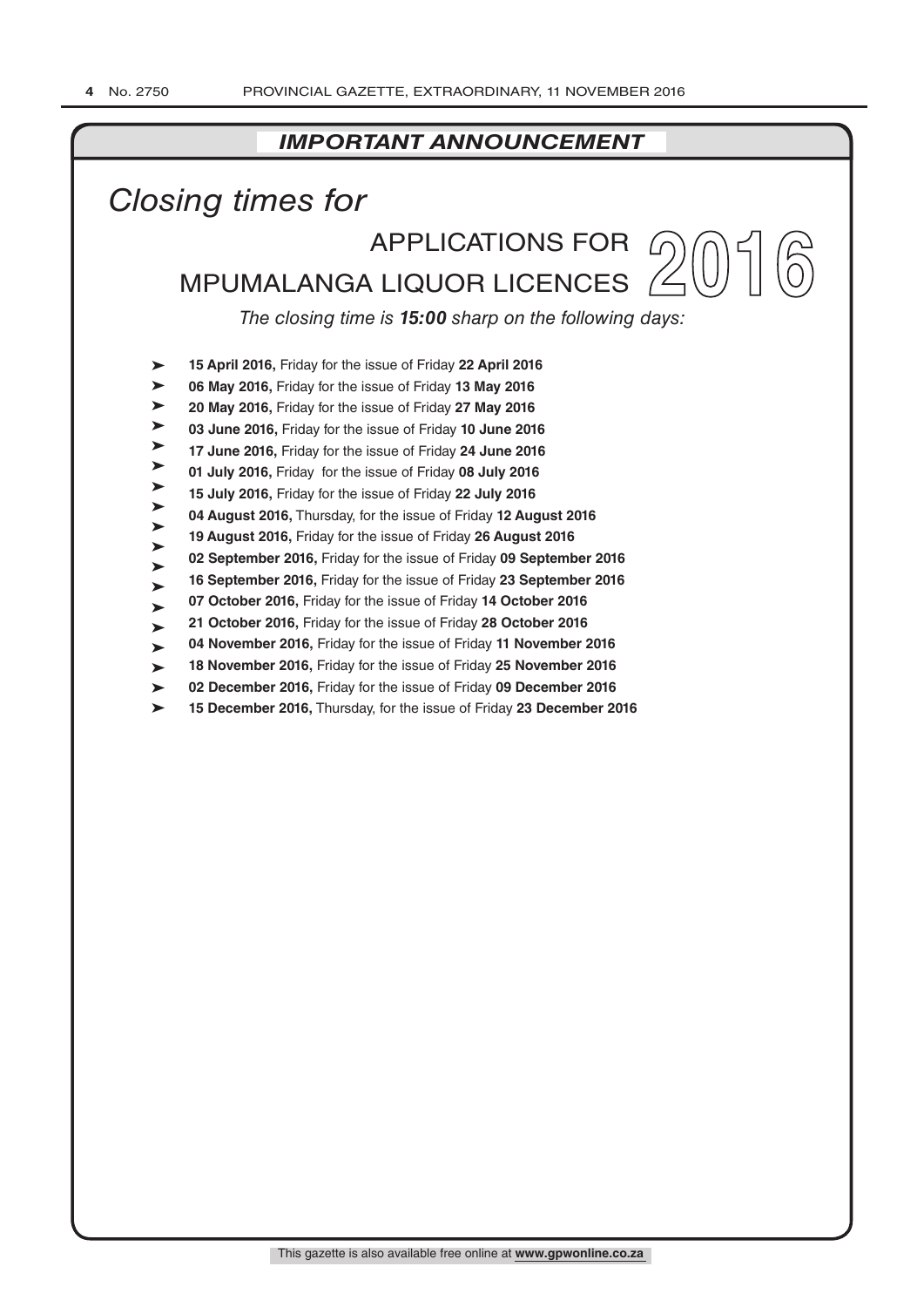## *IMPORTANT ANNOUNCEMENT*

# *Closing times for*

## APPLICATIONS FOR MPUMALANGA LIQUOR LICENCES 2016

*The closing time is **15:00** sharp on the following days:*

- **15 April 2016,** Friday for the issue of Friday **22 April 2016**
- **06 May 2016,** Friday for the issue of Friday **13 May 2016**
- **20 May 2016,** Friday for the issue of Friday **27 May 2016**
- **03 June 2016,** Friday for the issue of Friday **10 June 2016**
- **17 June 2016,** Friday for the issue of Friday **24 June 2016**
- **01 July 2016,** Friday for the issue of Friday **08 July 2016**
- **15 July 2016,** Friday for the issue of Friday **22 July 2016**
- **04 August 2016,** Thursday, for the issue of Friday **12 August 2016**
- **19 August 2016,** Friday for the issue of Friday **26 August 2016**
- **02 September 2016,** Friday for the issue of Friday **09 September 2016**
- **16 September 2016,** Friday for the issue of Friday **23 September 2016**
- **07 October 2016,** Friday for the issue of Friday **14 October 2016**
- **21 October 2016,** Friday for the issue of Friday **28 October 2016**
- **04 November 2016,** Friday for the issue of Friday **11 November 2016**
- **18 November 2016,** Friday for the issue of Friday **25 November 2016**
- **02 December 2016,** Friday for the issue of Friday **09 December 2016**
- **15 December 2016,** Thursday, for the issue of Friday **23 December 2016**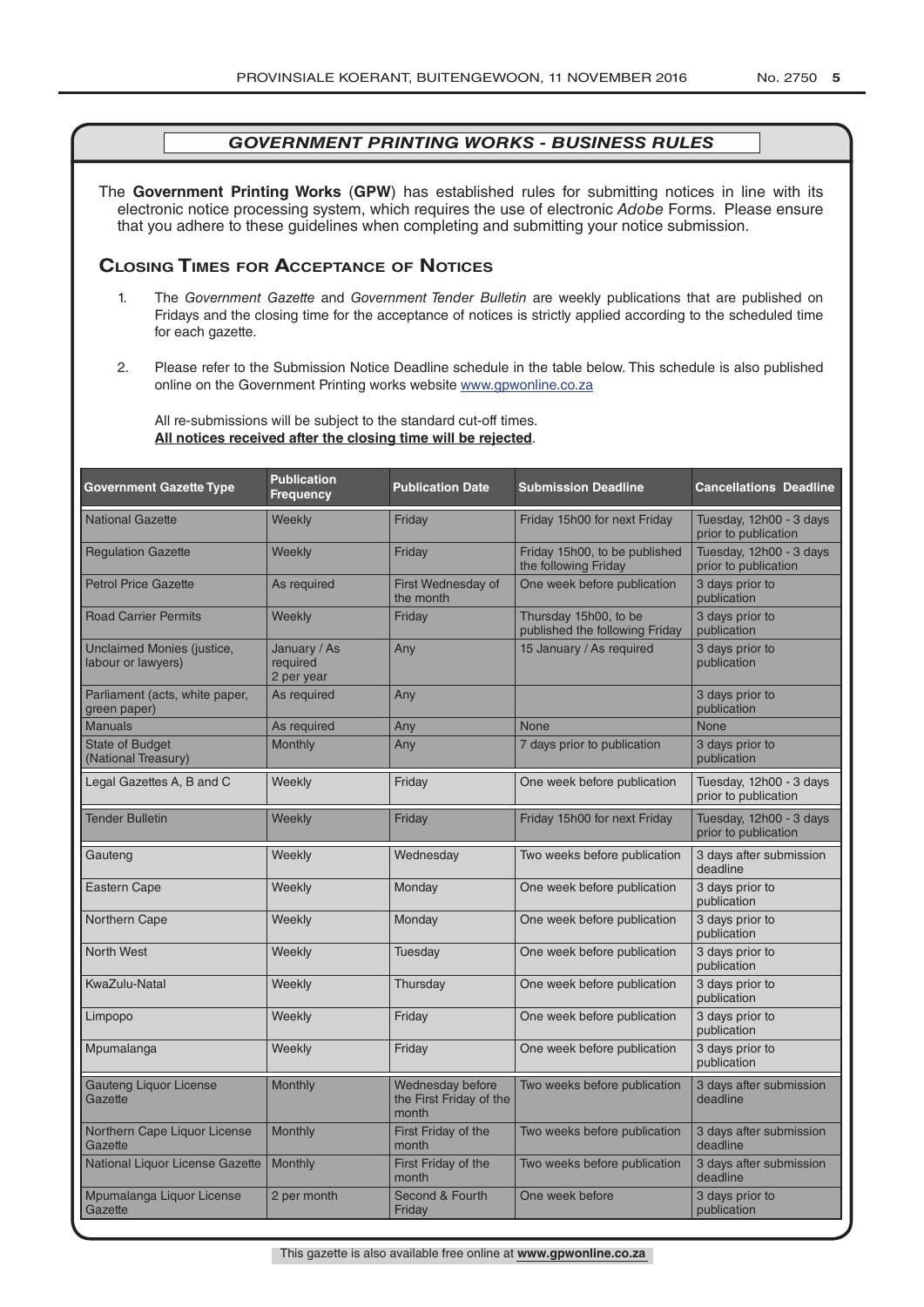## *GOVERNMENT PRINTING WORKS - BUSINESS RULES*

The **Government Printing Works** (**GPW**) has established rules for submitting notices in line with its electronic notice processing system, which requires the use of electronic *Adobe* Forms. Please ensure that you adhere to these guidelines when completing and submitting your notice submission.

### Closing Times for Acceptance of Notices

1. The *Government Gazette* and *Government Tender Bulletin* are weekly publications that are published on Fridays and the closing time for the acceptance of notices is strictly applied according to the scheduled time for each gazette.

2. Please refer to the Submission Notice Deadline schedule in the table below. This schedule is also published online on the Government Printing works website www.gpwonline.co.za

   All re-submissions will be subject to the standard cut-off times.
   **All notices received after the closing time will be rejected**.

| Government Gazette Type | Publication Frequency | Publication Date | Submission Deadline | Cancellations Deadline |
|---|---|---|---|---|
| National Gazette | Weekly | Friday | Friday 15h00 for next Friday | Tuesday, 12h00 - 3 days prior to publication |
| Regulation Gazette | Weekly | Friday | Friday 15h00, to be published the following Friday | Tuesday, 12h00 - 3 days prior to publication |
| Petrol Price Gazette | As required | First Wednesday of the month | One week before publication | 3 days prior to publication |
| Road Carrier Permits | Weekly | Friday | Thursday 15h00, to be published the following Friday | 3 days prior to publication |
| Unclaimed Monies (justice, labour or lawyers) | January / As required 2 per year | Any | 15 January / As required | 3 days prior to publication |
| Parliament (acts, white paper, green paper) | As required | Any | | 3 days prior to publication |
| Manuals | As required | Any | None | None |
| State of Budget (National Treasury) | Monthly | Any | 7 days prior to publication | 3 days prior to publication |
| Legal Gazettes A, B and C | Weekly | Friday | One week before publication | Tuesday, 12h00 - 3 days prior to publication |
| Tender Bulletin | Weekly | Friday | Friday 15h00 for next Friday | Tuesday, 12h00 - 3 days prior to publication |
| Gauteng | Weekly | Wednesday | Two weeks before publication | 3 days after submission deadline |
| Eastern Cape | Weekly | Monday | One week before publication | 3 days prior to publication |
| Northern Cape | Weekly | Monday | One week before publication | 3 days prior to publication |
| North West | Weekly | Tuesday | One week before publication | 3 days prior to publication |
| KwaZulu-Natal | Weekly | Thursday | One week before publication | 3 days prior to publication |
| Limpopo | Weekly | Friday | One week before publication | 3 days prior to publication |
| Mpumalanga | Weekly | Friday | One week before publication | 3 days prior to publication |
| Gauteng Liquor License Gazette | Monthly | Wednesday before the First Friday of the month | Two weeks before publication | 3 days after submission deadline |
| Northern Cape Liquor License Gazette | Monthly | First Friday of the month | Two weeks before publication | 3 days after submission deadline |
| National Liquor License Gazette | Monthly | First Friday of the month | Two weeks before publication | 3 days after submission deadline |
| Mpumalanga Liquor License Gazette | 2 per month | Second & Fourth Friday | One week before | 3 days prior to publication |

This gazette is also available free online at **www.gpwonline.co.za**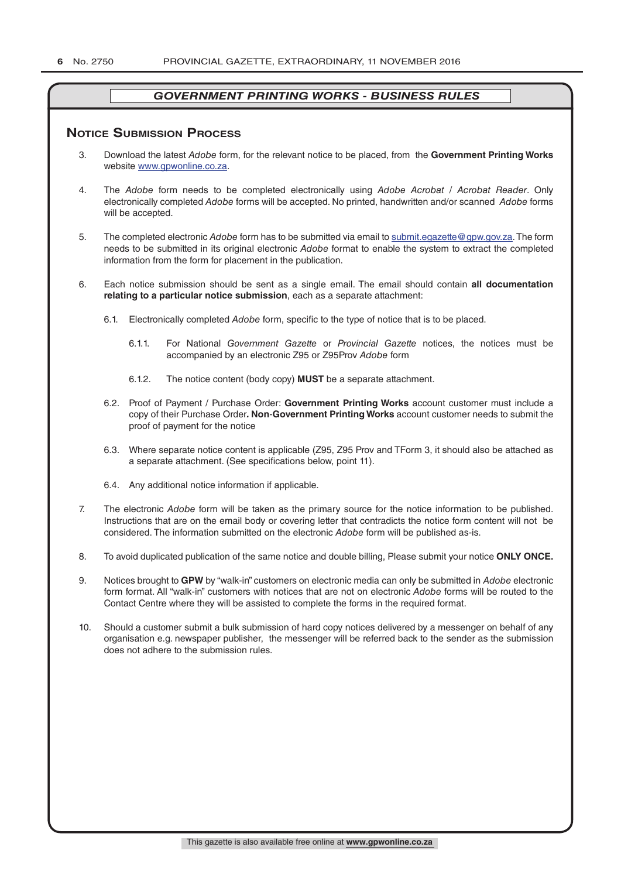## GOVERNMENT PRINTING WORKS - BUSINESS RULES

### Notice Submission Process

3. Download the latest *Adobe* form, for the relevant notice to be placed, from the **Government Printing Works** website www.gpwonline.co.za.

4. The *Adobe* form needs to be completed electronically using *Adobe Acrobat* / *Acrobat Reader*. Only electronically completed *Adobe* forms will be accepted. No printed, handwritten and/or scanned *Adobe* forms will be accepted.

5. The completed electronic *Adobe* form has to be submitted via email to submit.egazette@gpw.gov.za. The form needs to be submitted in its original electronic *Adobe* format to enable the system to extract the completed information from the form for placement in the publication.

6. Each notice submission should be sent as a single email. The email should contain **all documentation relating to a particular notice submission**, each as a separate attachment:

   6.1. Electronically completed *Adobe* form, specific to the type of notice that is to be placed.

      6.1.1. For National *Government Gazette* or *Provincial Gazette* notices, the notices must be accompanied by an electronic Z95 or Z95Prov *Adobe* form

      6.1.2. The notice content (body copy) **MUST** be a separate attachment.

   6.2. Proof of Payment / Purchase Order: **Government Printing Works** account customer must include a copy of their Purchase Order**. Non-Government Printing Works** account customer needs to submit the proof of payment for the notice

   6.3. Where separate notice content is applicable (Z95, Z95 Prov and TForm 3, it should also be attached as a separate attachment. (See specifications below, point 11).

   6.4. Any additional notice information if applicable.

7. The electronic *Adobe* form will be taken as the primary source for the notice information to be published. Instructions that are on the email body or covering letter that contradicts the notice form content will not be considered. The information submitted on the electronic *Adobe* form will be published as-is.

8. To avoid duplicated publication of the same notice and double billing, Please submit your notice **ONLY ONCE.**

9. Notices brought to **GPW** by "walk-in" customers on electronic media can only be submitted in *Adobe* electronic form format. All "walk-in" customers with notices that are not on electronic *Adobe* forms will be routed to the Contact Centre where they will be assisted to complete the forms in the required format.

10. Should a customer submit a bulk submission of hard copy notices delivered by a messenger on behalf of any organisation e.g. newspaper publisher, the messenger will be referred back to the sender as the submission does not adhere to the submission rules.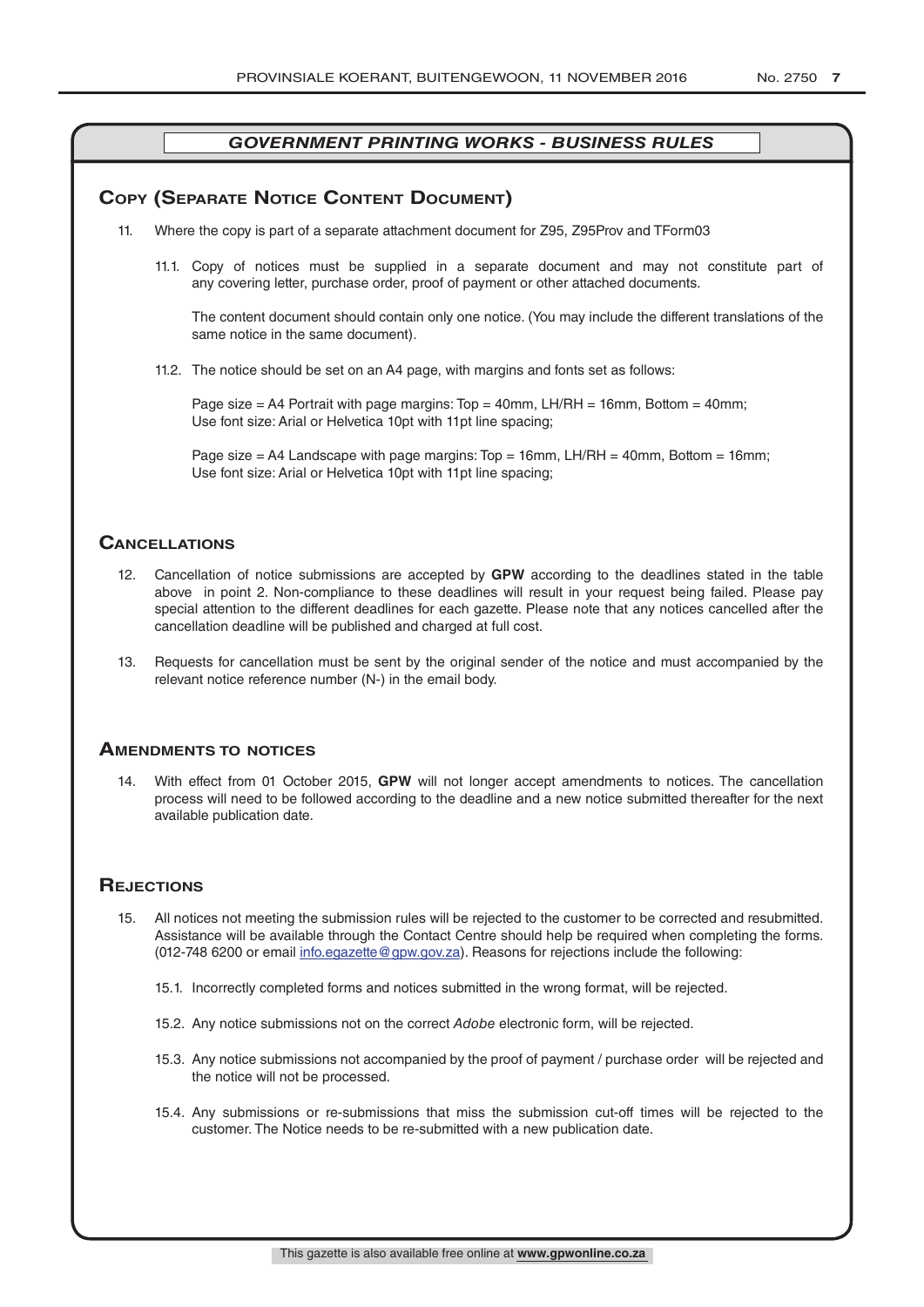## *GOVERNMENT PRINTING WORKS - BUSINESS RULES*

### Copy (Separate Notice Content Document)

11. Where the copy is part of a separate attachment document for Z95, Z95Prov and TForm03

    11.1. Copy of notices must be supplied in a separate document and may not constitute part of any covering letter, purchase order, proof of payment or other attached documents.

    The content document should contain only one notice. (You may include the different translations of the same notice in the same document).

    11.2. The notice should be set on an A4 page, with margins and fonts set as follows:

    Page size = A4 Portrait with page margins: Top = 40mm, LH/RH = 16mm, Bottom = 40mm; Use font size: Arial or Helvetica 10pt with 11pt line spacing;

    Page size = A4 Landscape with page margins: Top = 16mm, LH/RH = 40mm, Bottom = 16mm; Use font size: Arial or Helvetica 10pt with 11pt line spacing;

### Cancellations

12. Cancellation of notice submissions are accepted by **GPW** according to the deadlines stated in the table above in point 2. Non-compliance to these deadlines will result in your request being failed. Please pay special attention to the different deadlines for each gazette. Please note that any notices cancelled after the cancellation deadline will be published and charged at full cost.

13. Requests for cancellation must be sent by the original sender of the notice and must accompanied by the relevant notice reference number (N-) in the email body.

### Amendments to notices

14. With effect from 01 October 2015, **GPW** will not longer accept amendments to notices. The cancellation process will need to be followed according to the deadline and a new notice submitted thereafter for the next available publication date.

### Rejections

15. All notices not meeting the submission rules will be rejected to the customer to be corrected and resubmitted. Assistance will be available through the Contact Centre should help be required when completing the forms. (012-748 6200 or email info.egazette@gpw.gov.za). Reasons for rejections include the following:

    15.1. Incorrectly completed forms and notices submitted in the wrong format, will be rejected.

    15.2. Any notice submissions not on the correct *Adobe* electronic form, will be rejected.

    15.3. Any notice submissions not accompanied by the proof of payment / purchase order will be rejected and the notice will not be processed.

    15.4. Any submissions or re-submissions that miss the submission cut-off times will be rejected to the customer. The Notice needs to be re-submitted with a new publication date.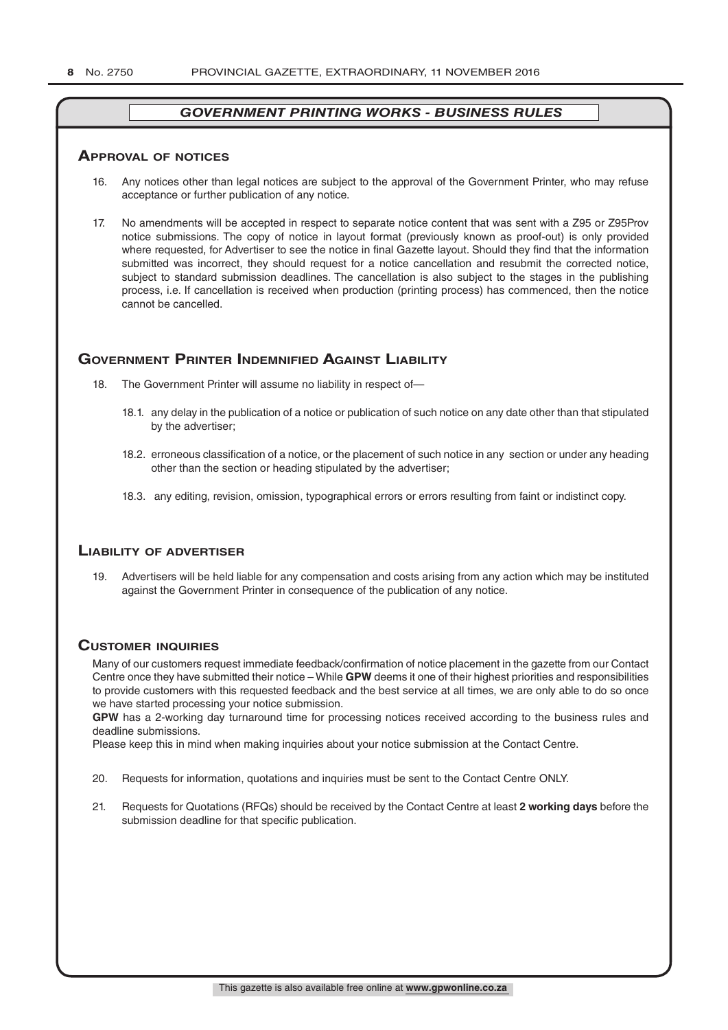## *GOVERNMENT PRINTING WORKS - BUSINESS RULES*

### Approval of notices

16. Any notices other than legal notices are subject to the approval of the Government Printer, who may refuse acceptance or further publication of any notice.

17. No amendments will be accepted in respect to separate notice content that was sent with a Z95 or Z95Prov notice submissions. The copy of notice in layout format (previously known as proof-out) is only provided where requested, for Advertiser to see the notice in final Gazette layout. Should they find that the information submitted was incorrect, they should request for a notice cancellation and resubmit the corrected notice, subject to standard submission deadlines. The cancellation is also subject to the stages in the publishing process, i.e. If cancellation is received when production (printing process) has commenced, then the notice cannot be cancelled.

### Government Printer Indemnified Against Liability

18. The Government Printer will assume no liability in respect of—

    18.1. any delay in the publication of a notice or publication of such notice on any date other than that stipulated by the advertiser;

    18.2. erroneous classification of a notice, or the placement of such notice in any section or under any heading other than the section or heading stipulated by the advertiser;

    18.3. any editing, revision, omission, typographical errors or errors resulting from faint or indistinct copy.

### Liability of advertiser

19. Advertisers will be held liable for any compensation and costs arising from any action which may be instituted against the Government Printer in consequence of the publication of any notice.

### Customer inquiries

Many of our customers request immediate feedback/confirmation of notice placement in the gazette from our Contact Centre once they have submitted their notice – While **GPW** deems it one of their highest priorities and responsibilities to provide customers with this requested feedback and the best service at all times, we are only able to do so once we have started processing your notice submission.

**GPW** has a 2-working day turnaround time for processing notices received according to the business rules and deadline submissions.

Please keep this in mind when making inquiries about your notice submission at the Contact Centre.

20. Requests for information, quotations and inquiries must be sent to the Contact Centre ONLY.

21. Requests for Quotations (RFQs) should be received by the Contact Centre at least **2 working days** before the submission deadline for that specific publication.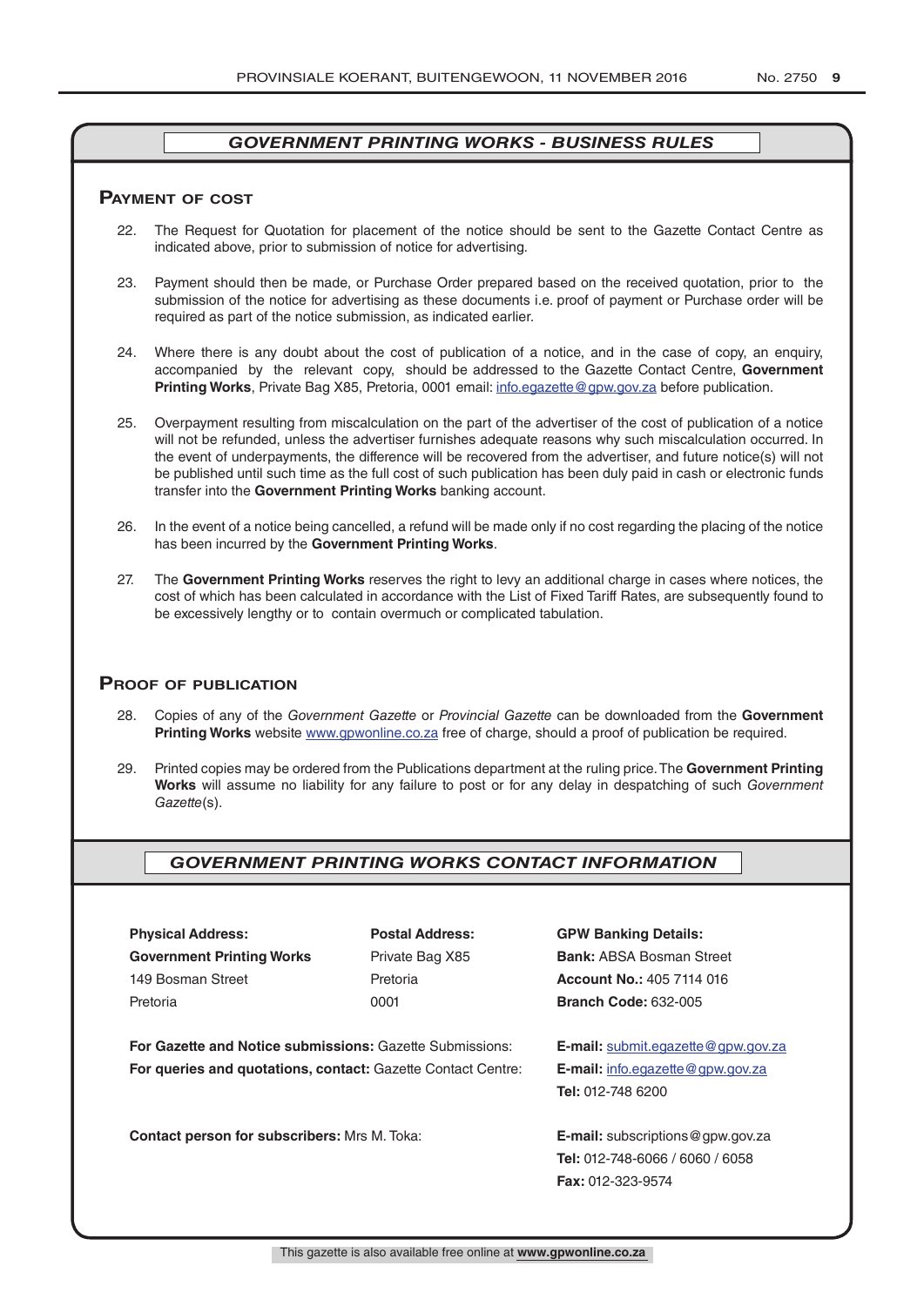## *GOVERNMENT PRINTING WORKS - BUSINESS RULES*

### Payment of cost

22. The Request for Quotation for placement of the notice should be sent to the Gazette Contact Centre as indicated above, prior to submission of notice for advertising.

23. Payment should then be made, or Purchase Order prepared based on the received quotation, prior to the submission of the notice for advertising as these documents i.e. proof of payment or Purchase order will be required as part of the notice submission, as indicated earlier.

24. Where there is any doubt about the cost of publication of a notice, and in the case of copy, an enquiry, accompanied by the relevant copy, should be addressed to the Gazette Contact Centre, **Government Printing Works**, Private Bag X85, Pretoria, 0001 email: info.egazette@gpw.gov.za before publication.

25. Overpayment resulting from miscalculation on the part of the advertiser of the cost of publication of a notice will not be refunded, unless the advertiser furnishes adequate reasons why such miscalculation occurred. In the event of underpayments, the difference will be recovered from the advertiser, and future notice(s) will not be published until such time as the full cost of such publication has been duly paid in cash or electronic funds transfer into the **Government Printing Works** banking account.

26. In the event of a notice being cancelled, a refund will be made only if no cost regarding the placing of the notice has been incurred by the **Government Printing Works**.

27. The **Government Printing Works** reserves the right to levy an additional charge in cases where notices, the cost of which has been calculated in accordance with the List of Fixed Tariff Rates, are subsequently found to be excessively lengthy or to contain overmuch or complicated tabulation.

### Proof of publication

28. Copies of any of the *Government Gazette* or *Provincial Gazette* can be downloaded from the **Government Printing Works** website www.gpwonline.co.za free of charge, should a proof of publication be required.

29. Printed copies may be ordered from the Publications department at the ruling price. The **Government Printing Works** will assume no liability for any failure to post or for any delay in despatching of such *Government Gazette*(s).

## *GOVERNMENT PRINTING WORKS CONTACT INFORMATION*

**Physical Address:**
**Government Printing Works**
149 Bosman Street
Pretoria

**Postal Address:**
Private Bag X85
Pretoria
0001

**GPW Banking Details:**
**Bank:** ABSA Bosman Street
**Account No.:** 405 7114 016
**Branch Code:** 632-005

**For Gazette and Notice submissions:** Gazette Submissions: **E-mail:** submit.egazette@gpw.gov.za

**For queries and quotations, contact:** Gazette Contact Centre: **E-mail:** info.egazette@gpw.gov.za
**Tel:** 012-748 6200

**Contact person for subscribers:** Mrs M. Toka: **E-mail:** subscriptions@gpw.gov.za
**Tel:** 012-748-6066 / 6060 / 6058
**Fax:** 012-323-9574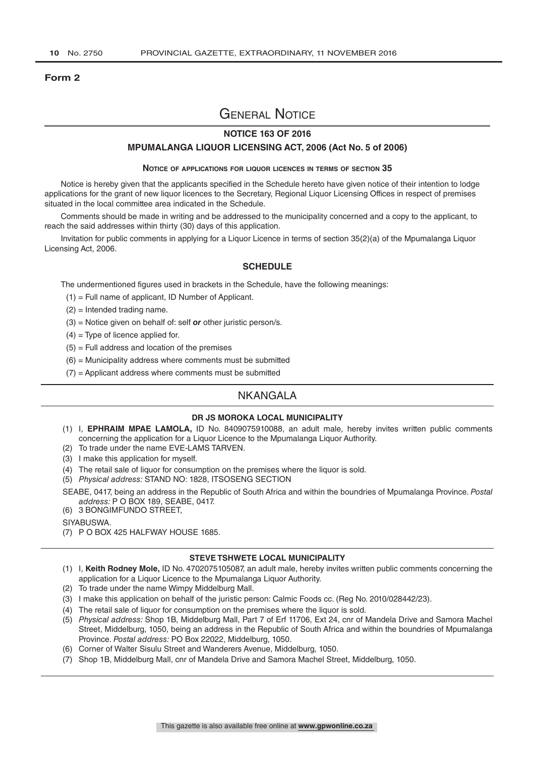**Form 2**

# General Notice

## NOTICE 163 OF 2016

## MPUMALANGA LIQUOR LICENSING ACT, 2006 (Act No. 5 of 2006)

### Notice of applications for liquor licences in terms of section 35

Notice is hereby given that the applicants specified in the Schedule hereto have given notice of their intention to lodge applications for the grant of new liquor licences to the Secretary, Regional Liquor Licensing Offices in respect of premises situated in the local committee area indicated in the Schedule.

Comments should be made in writing and be addressed to the municipality concerned and a copy to the applicant, to reach the said addresses within thirty (30) days of this application.

Invitation for public comments in applying for a Liquor Licence in terms of section 35(2)(a) of the Mpumalanga Liquor Licensing Act, 2006.

### SCHEDULE

The undermentioned figures used in brackets in the Schedule, have the following meanings:

(1) = Full name of applicant, ID Number of Applicant.

(2) = Intended trading name.

(3) = Notice given on behalf of: self ***or*** other juristic person/s.

(4) = Type of licence applied for.

(5) = Full address and location of the premises

(6) = Municipality address where comments must be submitted

(7) = Applicant address where comments must be submitted

## NKANGALA

### DR JS MOROKA LOCAL MUNICIPALITY

(1) I, **EPHRAIM MPAE LAMOLA,** ID No. 8409075910088, an adult male, hereby invites written public comments concerning the application for a Liquor Licence to the Mpumalanga Liquor Authority.

(2) To trade under the name EVE-LAMS TARVEN.

(3) I make this application for myself.

(4) The retail sale of liquor for consumption on the premises where the liquor is sold.

(5) *Physical address:* STAND NO: 1828, ITSOSENG SECTION

SEABE, 0417, being an address in the Republic of South Africa and within the boundries of Mpumalanga Province. *Postal address:* P O BOX 189, SEABE, 0417.

(6) 3 BONGIMFUNDO STREET,

SIYABUSWA.

(7) P O BOX 425 HALFWAY HOUSE 1685.

### STEVE TSHWETE LOCAL MUNICIPALITY

(1) I, **Keith Rodney Mole,** ID No. 4702075105087, an adult male, hereby invites written public comments concerning the application for a Liquor Licence to the Mpumalanga Liquor Authority.

(2) To trade under the name Wimpy Middelburg Mall.

(3) I make this application on behalf of the juristic person: Calmic Foods cc. (Reg No. 2010/028442/23).

(4) The retail sale of liquor for consumption on the premises where the liquor is sold.

(5) *Physical address:* Shop 1B, Middelburg Mall, Part 7 of Erf 11706, Ext 24, cnr of Mandela Drive and Samora Machel Street, Middelburg, 1050, being an address in the Republic of South Africa and within the boundries of Mpumalanga Province. *Postal address:* PO Box 22022, Middelburg, 1050.

(6) Corner of Walter Sisulu Street and Wanderers Avenue, Middelburg, 1050.

(7) Shop 1B, Middelburg Mall, cnr of Mandela Drive and Samora Machel Street, Middelburg, 1050.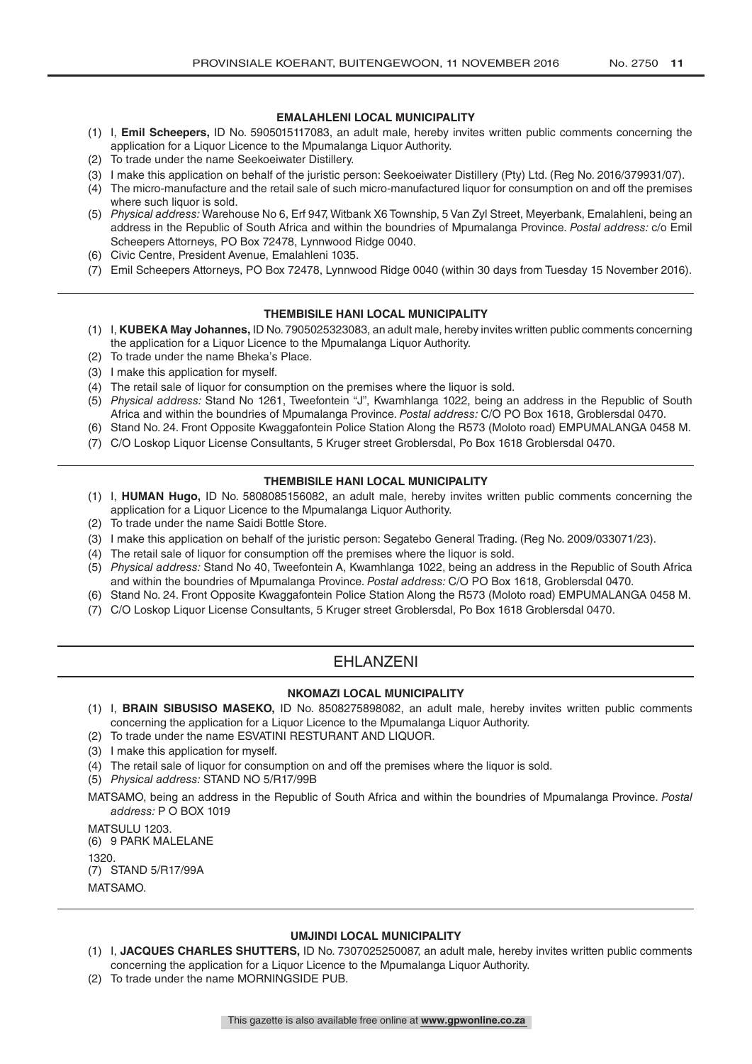#### EMALAHLENI LOCAL MUNICIPALITY

(1) I, **Emil Scheepers,** ID No. 5905015117083, an adult male, hereby invites written public comments concerning the application for a Liquor Licence to the Mpumalanga Liquor Authority.
(2) To trade under the name Seekoeiwater Distillery.
(3) I make this application on behalf of the juristic person: Seekoeiwater Distillery (Pty) Ltd. (Reg No. 2016/379931/07).
(4) The micro-manufacture and the retail sale of such micro-manufactured liquor for consumption on and off the premises where such liquor is sold.
(5) *Physical address:* Warehouse No 6, Erf 947, Witbank X6 Township, 5 Van Zyl Street, Meyerbank, Emalahleni, being an address in the Republic of South Africa and within the boundries of Mpumalanga Province. *Postal address:* c/o Emil Scheepers Attorneys, PO Box 72478, Lynnwood Ridge 0040.
(6) Civic Centre, President Avenue, Emalahleni 1035.
(7) Emil Scheepers Attorneys, PO Box 72478, Lynnwood Ridge 0040 (within 30 days from Tuesday 15 November 2016).

#### THEMBISILE HANI LOCAL MUNICIPALITY

(1) I, **KUBEKA May Johannes,** ID No. 7905025323083, an adult male, hereby invites written public comments concerning the application for a Liquor Licence to the Mpumalanga Liquor Authority.
(2) To trade under the name Bheka's Place.
(3) I make this application for myself.
(4) The retail sale of liquor for consumption on the premises where the liquor is sold.
(5) *Physical address:* Stand No 1261, Tweefontein "J", Kwamhlanga 1022, being an address in the Republic of South Africa and within the boundries of Mpumalanga Province. *Postal address:* C/O PO Box 1618, Groblersdal 0470.
(6) Stand No. 24. Front Opposite Kwaggafontein Police Station Along the R573 (Moloto road) EMPUMALANGA 0458 M.
(7) C/O Loskop Liquor License Consultants, 5 Kruger street Groblersdal, Po Box 1618 Groblersdal 0470.

#### THEMBISILE HANI LOCAL MUNICIPALITY

(1) I, **HUMAN Hugo,** ID No. 5808085156082, an adult male, hereby invites written public comments concerning the application for a Liquor Licence to the Mpumalanga Liquor Authority.
(2) To trade under the name Saidi Bottle Store.
(3) I make this application on behalf of the juristic person: Segatebo General Trading. (Reg No. 2009/033071/23).
(4) The retail sale of liquor for consumption off the premises where the liquor is sold.
(5) *Physical address:* Stand No 40, Tweefontein A, Kwamhlanga 1022, being an address in the Republic of South Africa and within the boundries of Mpumalanga Province. *Postal address:* C/O PO Box 1618, Groblersdal 0470.
(6) Stand No. 24. Front Opposite Kwaggafontein Police Station Along the R573 (Moloto road) EMPUMALANGA 0458 M.
(7) C/O Loskop Liquor License Consultants, 5 Kruger street Groblersdal, Po Box 1618 Groblersdal 0470.

## EHLANZENI

#### NKOMAZI LOCAL MUNICIPALITY

(1) I, **BRAIN SIBUSISO MASEKO,** ID No. 8508275898082, an adult male, hereby invites written public comments concerning the application for a Liquor Licence to the Mpumalanga Liquor Authority.
(2) To trade under the name ESVATINI RESTURANT AND LIQUOR.
(3) I make this application for myself.
(4) The retail sale of liquor for consumption on and off the premises where the liquor is sold.
(5) *Physical address:* STAND NO 5/R17/99B

MATSAMO, being an address in the Republic of South Africa and within the boundries of Mpumalanga Province. *Postal address:* P O BOX 1019

MATSULU 1203.
(6) 9 PARK MALELANE

1320.
(7) STAND 5/R17/99A

MATSAMO.

#### UMJINDI LOCAL MUNICIPALITY

(1) I, **JACQUES CHARLES SHUTTERS,** ID No. 7307025250087, an adult male, hereby invites written public comments concerning the application for a Liquor Licence to the Mpumalanga Liquor Authority.
(2) To trade under the name MORNINGSIDE PUB.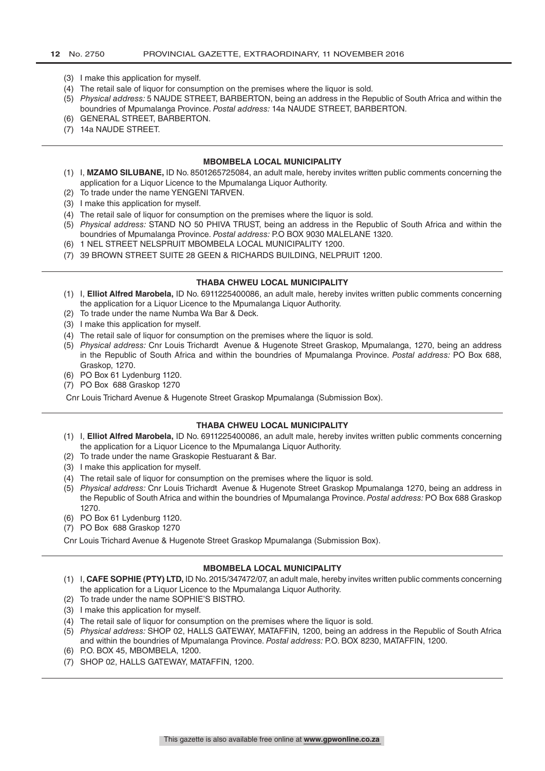(3) I make this application for myself.
(4) The retail sale of liquor for consumption on the premises where the liquor is sold.
(5) *Physical address:* 5 NAUDE STREET, BARBERTON, being an address in the Republic of South Africa and within the boundries of Mpumalanga Province. *Postal address:* 14a NAUDE STREET, BARBERTON.
(6) GENERAL STREET, BARBERTON.
(7) 14a NAUDE STREET.

---

**MBOMBELA LOCAL MUNICIPALITY**

(1) I, **MZAMO SILUBANE,** ID No. 8501265725084, an adult male, hereby invites written public comments concerning the application for a Liquor Licence to the Mpumalanga Liquor Authority.
(2) To trade under the name YENGENI TARVEN.
(3) I make this application for myself.
(4) The retail sale of liquor for consumption on the premises where the liquor is sold.
(5) *Physical address:* STAND NO 50 PHIVA TRUST, being an address in the Republic of South Africa and within the boundries of Mpumalanga Province. *Postal address:* P.O BOX 9030 MALELANE 1320.
(6) 1 NEL STREET NELSPRUIT MBOMBELA LOCAL MUNICIPALITY 1200.
(7) 39 BROWN STREET SUITE 28 GEEN & RICHARDS BUILDING, NELPRUIT 1200.

---

**THABA CHWEU LOCAL MUNICIPALITY**

(1) I, **Elliot Alfred Marobela,** ID No. 6911225400086, an adult male, hereby invites written public comments concerning the application for a Liquor Licence to the Mpumalanga Liquor Authority.
(2) To trade under the name Numba Wa Bar & Deck.
(3) I make this application for myself.
(4) The retail sale of liquor for consumption on the premises where the liquor is sold.
(5) *Physical address:* Cnr Louis Trichardt Avenue & Hugenote Street Graskop, Mpumalanga, 1270, being an address in the Republic of South Africa and within the boundries of Mpumalanga Province. *Postal address:* PO Box 688, Graskop, 1270.
(6) PO Box 61 Lydenburg 1120.
(7) PO Box 688 Graskop 1270

Cnr Louis Trichard Avenue & Hugenote Street Graskop Mpumalanga (Submission Box).

---

**THABA CHWEU LOCAL MUNICIPALITY**

(1) I, **Elliot Alfred Marobela,** ID No. 6911225400086, an adult male, hereby invites written public comments concerning the application for a Liquor Licence to the Mpumalanga Liquor Authority.
(2) To trade under the name Graskopie Restuarant & Bar.
(3) I make this application for myself.
(4) The retail sale of liquor for consumption on the premises where the liquor is sold.
(5) *Physical address:* Cnr Louis Trichardt Avenue & Hugenote Street Graskop Mpumalanga 1270, being an address in the Republic of South Africa and within the boundries of Mpumalanga Province. *Postal address:* PO Box 688 Graskop 1270.
(6) PO Box 61 Lydenburg 1120.
(7) PO Box 688 Graskop 1270

Cnr Louis Trichard Avenue & Hugenote Street Graskop Mpumalanga (Submission Box).

---

**MBOMBELA LOCAL MUNICIPALITY**

(1) I, **CAFE SOPHIE (PTY) LTD,** ID No. 2015/347472/07, an adult male, hereby invites written public comments concerning the application for a Liquor Licence to the Mpumalanga Liquor Authority.
(2) To trade under the name SOPHIE'S BISTRO.
(3) I make this application for myself.
(4) The retail sale of liquor for consumption on the premises where the liquor is sold.
(5) *Physical address:* SHOP 02, HALLS GATEWAY, MATAFFIN, 1200, being an address in the Republic of South Africa and within the boundries of Mpumalanga Province. *Postal address:* P.O. BOX 8230, MATAFFIN, 1200.
(6) P.O. BOX 45, MBOMBELA, 1200.
(7) SHOP 02, HALLS GATEWAY, MATAFFIN, 1200.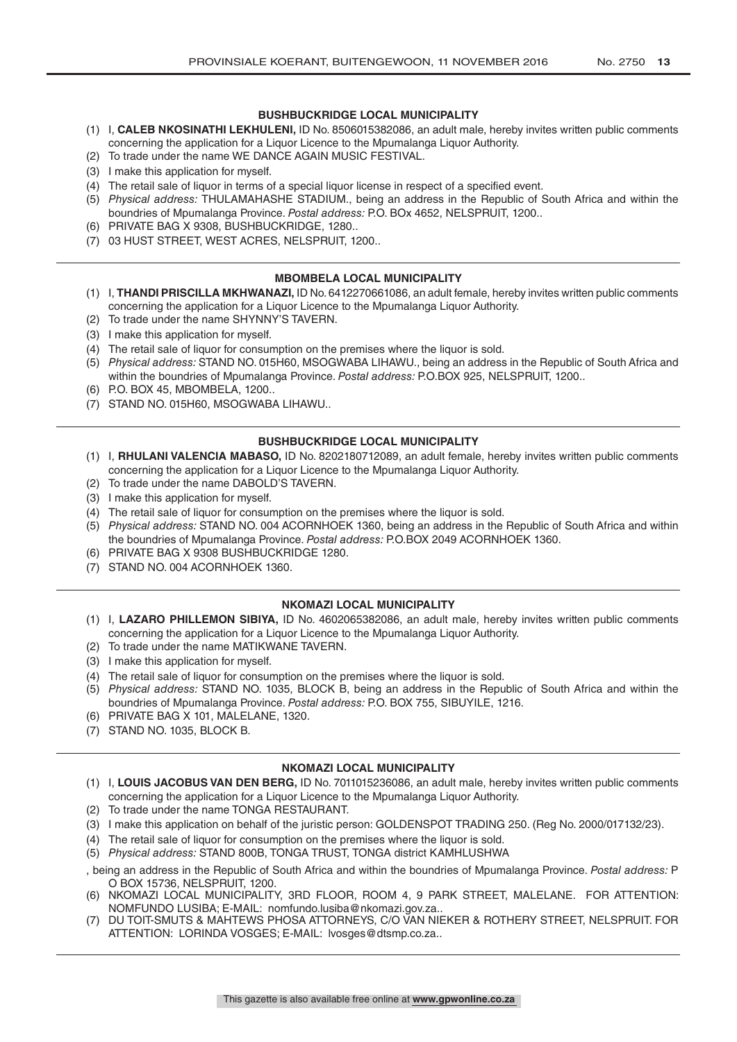### BUSHBUCKRIDGE LOCAL MUNICIPALITY

(1) I, **CALEB NKOSINATHI LEKHULENI,** ID No. 8506015382086, an adult male, hereby invites written public comments concerning the application for a Liquor Licence to the Mpumalanga Liquor Authority.
(2) To trade under the name WE DANCE AGAIN MUSIC FESTIVAL.
(3) I make this application for myself.
(4) The retail sale of liquor in terms of a special liquor license in respect of a specified event.
(5) *Physical address:* THULAMAHASHE STADIUM., being an address in the Republic of South Africa and within the boundries of Mpumalanga Province. *Postal address:* P.O. BOx 4652, NELSPRUIT, 1200..
(6) PRIVATE BAG X 9308, BUSHBUCKRIDGE, 1280..
(7) 03 HUST STREET, WEST ACRES, NELSPRUIT, 1200..

---

### MBOMBELA LOCAL MUNICIPALITY

(1) I, **THANDI PRISCILLA MKHWANAZI,** ID No. 6412270661086, an adult female, hereby invites written public comments concerning the application for a Liquor Licence to the Mpumalanga Liquor Authority.
(2) To trade under the name SHYNNY'S TAVERN.
(3) I make this application for myself.
(4) The retail sale of liquor for consumption on the premises where the liquor is sold.
(5) *Physical address:* STAND NO. 015H60, MSOGWABA LIHAWU., being an address in the Republic of South Africa and within the boundries of Mpumalanga Province. *Postal address:* P.O.BOX 925, NELSPRUIT, 1200..
(6) P.O. BOX 45, MBOMBELA, 1200..
(7) STAND NO. 015H60, MSOGWABA LIHAWU..

---

### BUSHBUCKRIDGE LOCAL MUNICIPALITY

(1) I, **RHULANI VALENCIA MABASO,** ID No. 8202180712089, an adult female, hereby invites written public comments concerning the application for a Liquor Licence to the Mpumalanga Liquor Authority.
(2) To trade under the name DABOLD'S TAVERN.
(3) I make this application for myself.
(4) The retail sale of liquor for consumption on the premises where the liquor is sold.
(5) *Physical address:* STAND NO. 004 ACORNHOEK 1360, being an address in the Republic of South Africa and within the boundries of Mpumalanga Province. *Postal address:* P.O.BOX 2049 ACORNHOEK 1360.
(6) PRIVATE BAG X 9308 BUSHBUCKRIDGE 1280.
(7) STAND NO. 004 ACORNHOEK 1360.

---

### NKOMAZI LOCAL MUNICIPALITY

(1) I, **LAZARO PHILLEMON SIBIYA,** ID No. 4602065382086, an adult male, hereby invites written public comments concerning the application for a Liquor Licence to the Mpumalanga Liquor Authority.
(2) To trade under the name MATIKWANE TAVERN.
(3) I make this application for myself.
(4) The retail sale of liquor for consumption on the premises where the liquor is sold.
(5) *Physical address:* STAND NO. 1035, BLOCK B, being an address in the Republic of South Africa and within the boundries of Mpumalanga Province. *Postal address:* P.O. BOX 755, SIBUYILE, 1216.
(6) PRIVATE BAG X 101, MALELANE, 1320.
(7) STAND NO. 1035, BLOCK B.

---

### NKOMAZI LOCAL MUNICIPALITY

(1) I, **LOUIS JACOBUS VAN DEN BERG,** ID No. 7011015236086, an adult male, hereby invites written public comments concerning the application for a Liquor Licence to the Mpumalanga Liquor Authority.
(2) To trade under the name TONGA RESTAURANT.
(3) I make this application on behalf of the juristic person: GOLDENSPOT TRADING 250. (Reg No. 2000/017132/23).
(4) The retail sale of liquor for consumption on the premises where the liquor is sold.
(5) *Physical address:* STAND 800B, TONGA TRUST, TONGA district KAMHLUSHWA

, being an address in the Republic of South Africa and within the boundries of Mpumalanga Province. *Postal address:* P O BOX 15736, NELSPRUIT, 1200.

(6) NKOMAZI LOCAL MUNICIPALITY, 3RD FLOOR, ROOM 4, 9 PARK STREET, MALELANE. FOR ATTENTION: NOMFUNDO LUSIBA; E-MAIL: nomfundo.lusiba@nkomazi.gov.za..
(7) DU TOIT-SMUTS & MAHTEWS PHOSA ATTORNEYS, C/O VAN NIEKER & ROTHERY STREET, NELSPRUIT. FOR ATTENTION: LORINDA VOSGES; E-MAIL: lvosges@dtsmp.co.za..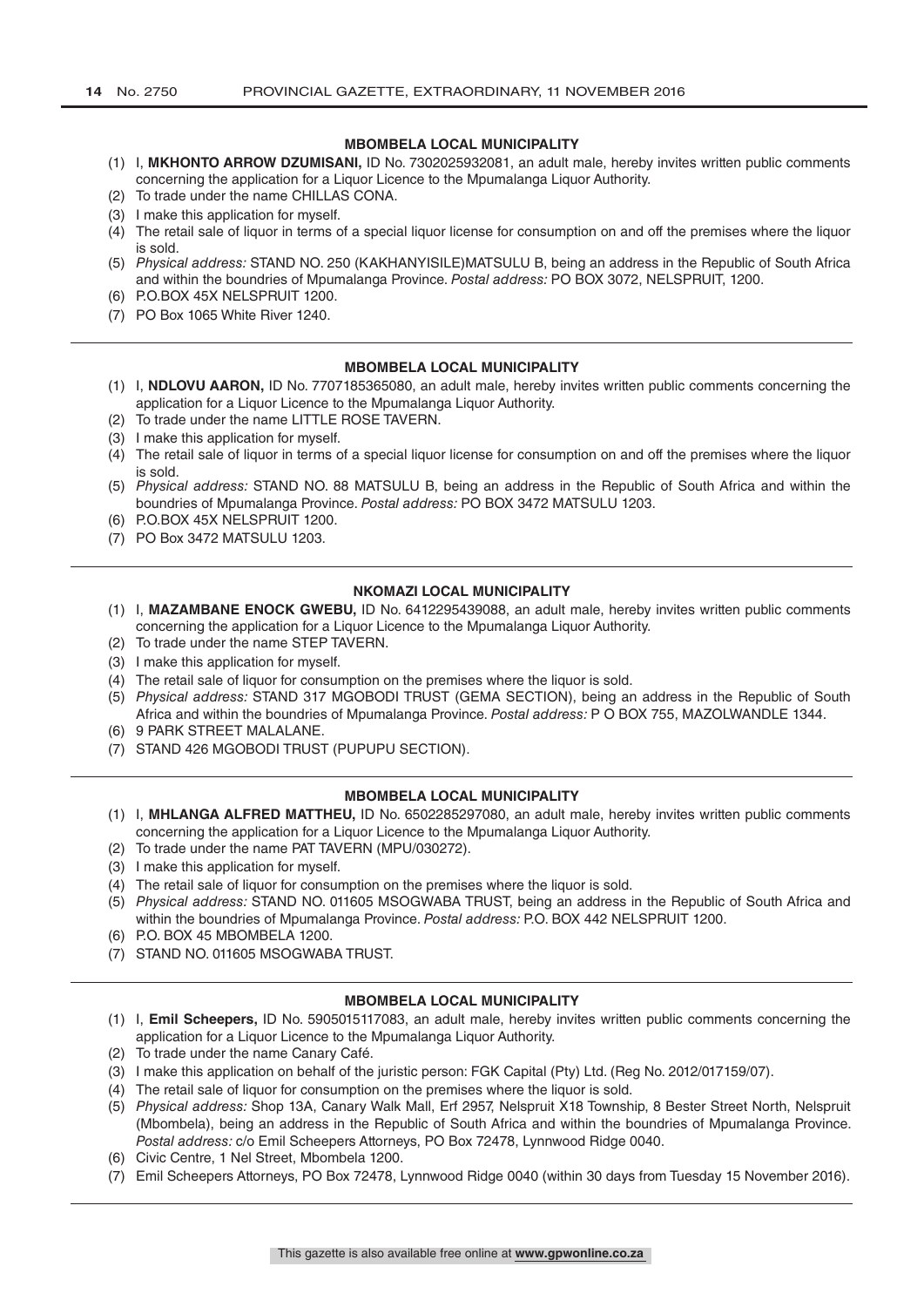### MBOMBELA LOCAL MUNICIPALITY

(1) I, **MKHONTO ARROW DZUMISANI,** ID No. 7302025932081, an adult male, hereby invites written public comments concerning the application for a Liquor Licence to the Mpumalanga Liquor Authority.
(2) To trade under the name CHILLAS CONA.
(3) I make this application for myself.
(4) The retail sale of liquor in terms of a special liquor license for consumption on and off the premises where the liquor is sold.
(5) *Physical address:* STAND NO. 250 (KAKHANYISILE)MATSULU B, being an address in the Republic of South Africa and within the boundries of Mpumalanga Province. *Postal address:* PO BOX 3072, NELSPRUIT, 1200.
(6) P.O.BOX 45X NELSPRUIT 1200.
(7) PO Box 1065 White River 1240.

---

### MBOMBELA LOCAL MUNICIPALITY

(1) I, **NDLOVU AARON,** ID No. 7707185365080, an adult male, hereby invites written public comments concerning the application for a Liquor Licence to the Mpumalanga Liquor Authority.
(2) To trade under the name LITTLE ROSE TAVERN.
(3) I make this application for myself.
(4) The retail sale of liquor in terms of a special liquor license for consumption on and off the premises where the liquor is sold.
(5) *Physical address:* STAND NO. 88 MATSULU B, being an address in the Republic of South Africa and within the boundries of Mpumalanga Province. *Postal address:* PO BOX 3472 MATSULU 1203.
(6) P.O.BOX 45X NELSPRUIT 1200.
(7) PO Box 3472 MATSULU 1203.

---

### NKOMAZI LOCAL MUNICIPALITY

(1) I, **MAZAMBANE ENOCK GWEBU,** ID No. 6412295439088, an adult male, hereby invites written public comments concerning the application for a Liquor Licence to the Mpumalanga Liquor Authority.
(2) To trade under the name STEP TAVERN.
(3) I make this application for myself.
(4) The retail sale of liquor for consumption on the premises where the liquor is sold.
(5) *Physical address:* STAND 317 MGOBODI TRUST (GEMA SECTION), being an address in the Republic of South Africa and within the boundries of Mpumalanga Province. *Postal address:* P O BOX 755, MAZOLWANDLE 1344.
(6) 9 PARK STREET MALALANE.
(7) STAND 426 MGOBODI TRUST (PUPUPU SECTION).

---

### MBOMBELA LOCAL MUNICIPALITY

(1) I, **MHLANGA ALFRED MATTHEU,** ID No. 6502285297080, an adult male, hereby invites written public comments concerning the application for a Liquor Licence to the Mpumalanga Liquor Authority.
(2) To trade under the name PAT TAVERN (MPU/030272).
(3) I make this application for myself.
(4) The retail sale of liquor for consumption on the premises where the liquor is sold.
(5) *Physical address:* STAND NO. 011605 MSOGWABA TRUST, being an address in the Republic of South Africa and within the boundries of Mpumalanga Province. *Postal address:* P.O. BOX 442 NELSPRUIT 1200.
(6) P.O. BOX 45 MBOMBELA 1200.
(7) STAND NO. 011605 MSOGWABA TRUST.

---

### MBOMBELA LOCAL MUNICIPALITY

(1) I, **Emil Scheepers,** ID No. 5905015117083, an adult male, hereby invites written public comments concerning the application for a Liquor Licence to the Mpumalanga Liquor Authority.
(2) To trade under the name Canary Café.
(3) I make this application on behalf of the juristic person: FGK Capital (Pty) Ltd. (Reg No. 2012/017159/07).
(4) The retail sale of liquor for consumption on the premises where the liquor is sold.
(5) *Physical address:* Shop 13A, Canary Walk Mall, Erf 2957, Nelspruit X18 Township, 8 Bester Street North, Nelspruit (Mbombela), being an address in the Republic of South Africa and within the boundries of Mpumalanga Province. *Postal address:* c/o Emil Scheepers Attorneys, PO Box 72478, Lynnwood Ridge 0040.
(6) Civic Centre, 1 Nel Street, Mbombela 1200.
(7) Emil Scheepers Attorneys, PO Box 72478, Lynnwood Ridge 0040 (within 30 days from Tuesday 15 November 2016).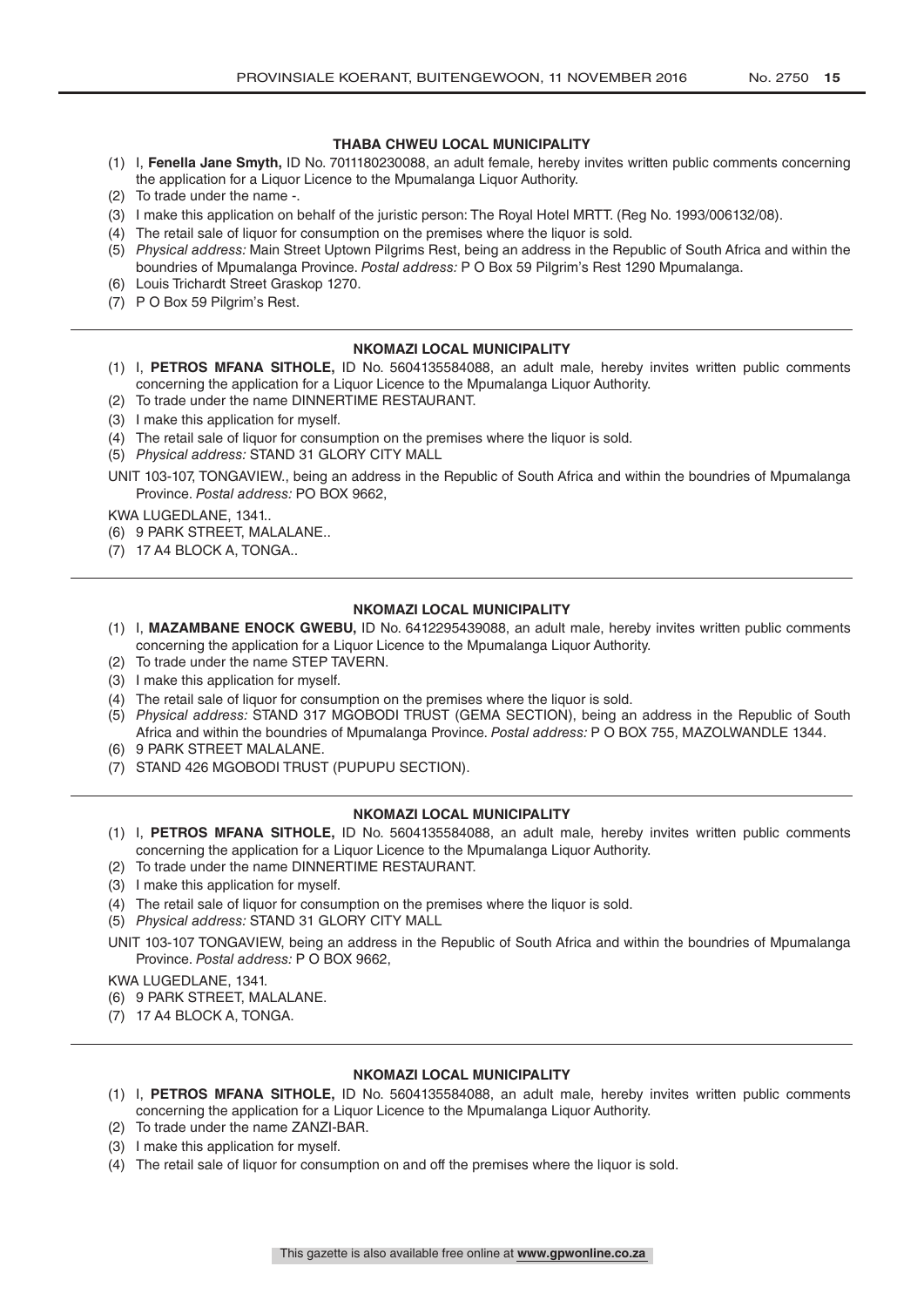### THABA CHWEU LOCAL MUNICIPALITY

(1) I, **Fenella Jane Smyth,** ID No. 7011180230088, an adult female, hereby invites written public comments concerning the application for a Liquor Licence to the Mpumalanga Liquor Authority.
(2) To trade under the name -.
(3) I make this application on behalf of the juristic person: The Royal Hotel MRTT. (Reg No. 1993/006132/08).
(4) The retail sale of liquor for consumption on the premises where the liquor is sold.
(5) *Physical address:* Main Street Uptown Pilgrims Rest, being an address in the Republic of South Africa and within the boundries of Mpumalanga Province. *Postal address:* P O Box 59 Pilgrim's Rest 1290 Mpumalanga.
(6) Louis Trichardt Street Graskop 1270.
(7) P O Box 59 Pilgrim's Rest.

---

### NKOMAZI LOCAL MUNICIPALITY

(1) I, **PETROS MFANA SITHOLE,** ID No. 5604135584088, an adult male, hereby invites written public comments concerning the application for a Liquor Licence to the Mpumalanga Liquor Authority.
(2) To trade under the name DINNERTIME RESTAURANT.
(3) I make this application for myself.
(4) The retail sale of liquor for consumption on the premises where the liquor is sold.
(5) *Physical address:* STAND 31 GLORY CITY MALL

UNIT 103-107, TONGAVIEW., being an address in the Republic of South Africa and within the boundries of Mpumalanga Province. *Postal address:* PO BOX 9662,

KWA LUGEDLANE, 1341..

(6) 9 PARK STREET, MALALANE..
(7) 17 A4 BLOCK A, TONGA..

---

### NKOMAZI LOCAL MUNICIPALITY

(1) I, **MAZAMBANE ENOCK GWEBU,** ID No. 6412295439088, an adult male, hereby invites written public comments concerning the application for a Liquor Licence to the Mpumalanga Liquor Authority.
(2) To trade under the name STEP TAVERN.
(3) I make this application for myself.
(4) The retail sale of liquor for consumption on the premises where the liquor is sold.
(5) *Physical address:* STAND 317 MGOBODI TRUST (GEMA SECTION), being an address in the Republic of South Africa and within the boundries of Mpumalanga Province. *Postal address:* P O BOX 755, MAZOLWANDLE 1344.
(6) 9 PARK STREET MALALANE.
(7) STAND 426 MGOBODI TRUST (PUPUPU SECTION).

---

### NKOMAZI LOCAL MUNICIPALITY

(1) I, **PETROS MFANA SITHOLE,** ID No. 5604135584088, an adult male, hereby invites written public comments concerning the application for a Liquor Licence to the Mpumalanga Liquor Authority.
(2) To trade under the name DINNERTIME RESTAURANT.
(3) I make this application for myself.
(4) The retail sale of liquor for consumption on the premises where the liquor is sold.
(5) *Physical address:* STAND 31 GLORY CITY MALL

UNIT 103-107 TONGAVIEW, being an address in the Republic of South Africa and within the boundries of Mpumalanga Province. *Postal address:* P O BOX 9662,

KWA LUGEDLANE, 1341.

(6) 9 PARK STREET, MALALANE.
(7) 17 A4 BLOCK A, TONGA.

---

### NKOMAZI LOCAL MUNICIPALITY

(1) I, **PETROS MFANA SITHOLE,** ID No. 5604135584088, an adult male, hereby invites written public comments concerning the application for a Liquor Licence to the Mpumalanga Liquor Authority.
(2) To trade under the name ZANZI-BAR.
(3) I make this application for myself.
(4) The retail sale of liquor for consumption on and off the premises where the liquor is sold.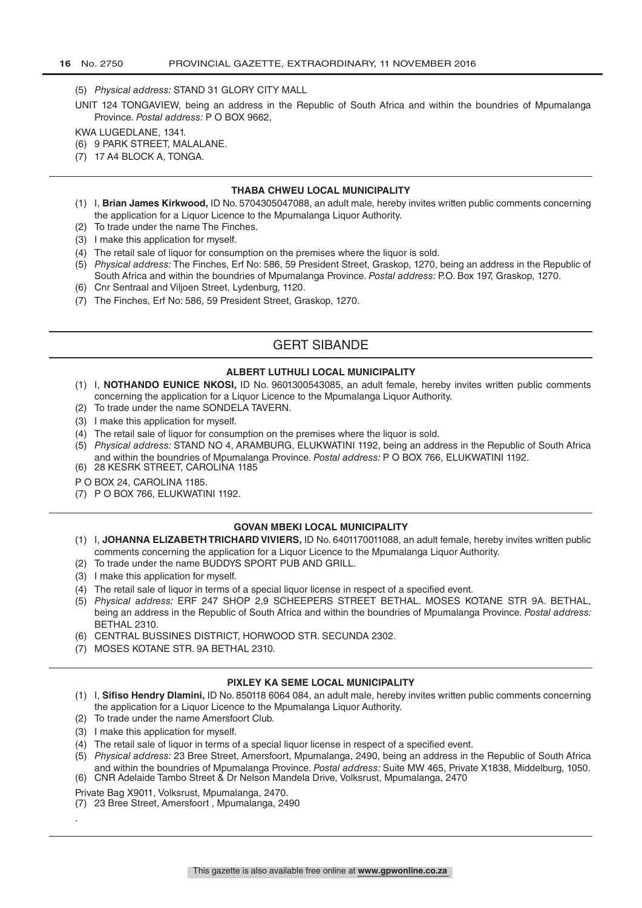(5) *Physical address:* STAND 31 GLORY CITY MALL

UNIT 124 TONGAVIEW, being an address in the Republic of South Africa and within the boundries of Mpumalanga Province. *Postal address:* P O BOX 9662,

KWA LUGEDLANE, 1341.

(6) 9 PARK STREET, MALALANE.

(7) 17 A4 BLOCK A, TONGA.

---

#### THABA CHWEU LOCAL MUNICIPALITY

(1) I, **Brian James Kirkwood,** ID No. 5704305047088, an adult male, hereby invites written public comments concerning the application for a Liquor Licence to the Mpumalanga Liquor Authority.

(2) To trade under the name The Finches.

(3) I make this application for myself.

(4) The retail sale of liquor for consumption on the premises where the liquor is sold.

(5) *Physical address:* The Finches, Erf No: 586, 59 President Street, Graskop, 1270, being an address in the Republic of South Africa and within the boundries of Mpumalanga Province. *Postal address:* P.O. Box 197, Graskop, 1270.

(6) Cnr Sentraal and Viljoen Street, Lydenburg, 1120.

(7) The Finches, Erf No: 586, 59 President Street, Graskop, 1270.

---

## GERT SIBANDE

#### ALBERT LUTHULI LOCAL MUNICIPALITY

(1) I, **NOTHANDO EUNICE NKOSI,** ID No. 9601300543085, an adult female, hereby invites written public comments concerning the application for a Liquor Licence to the Mpumalanga Liquor Authority.

(2) To trade under the name SONDELA TAVERN.

(3) I make this application for myself.

(4) The retail sale of liquor for consumption on the premises where the liquor is sold.

(5) *Physical address:* STAND NO 4, ARAMBURG, ELUKWATINI 1192, being an address in the Republic of South Africa and within the boundries of Mpumalanga Province. *Postal address:* P O BOX 766, ELUKWATINI 1192.

(6) 28 KESRK STREET, CAROLINA 1185

P O BOX 24, CAROLINA 1185.

(7) P O BOX 766, ELUKWATINI 1192.

---

#### GOVAN MBEKI LOCAL MUNICIPALITY

(1) I, **JOHANNA ELIZABETH TRICHARD VIVIERS,** ID No. 6401170011088, an adult female, hereby invites written public comments concerning the application for a Liquor Licence to the Mpumalanga Liquor Authority.

(2) To trade under the name BUDDYS SPORT PUB AND GRILL.

(3) I make this application for myself.

(4) The retail sale of liquor in terms of a special liquor license in respect of a specified event.

(5) *Physical address:* ERF 247 SHOP 2,9 SCHEEPERS STREET BETHAL. MOSES KOTANE STR 9A. BETHAL, being an address in the Republic of South Africa and within the boundries of Mpumalanga Province. *Postal address:* BETHAL 2310.

(6) CENTRAL BUSSINES DISTRICT, HORWOOD STR. SECUNDA 2302.

(7) MOSES KOTANE STR. 9A BETHAL 2310.

---

#### PIXLEY KA SEME LOCAL MUNICIPALITY

(1) I, **Sifiso Hendry Dlamini,** ID No. 850118 6064 084, an adult male, hereby invites written public comments concerning the application for a Liquor Licence to the Mpumalanga Liquor Authority.

(2) To trade under the name Amersfoort Club.

(3) I make this application for myself.

(4) The retail sale of liquor in terms of a special liquor license in respect of a specified event.

(5) *Physical address:* 23 Bree Street, Amersfoort, Mpumalanga, 2490, being an address in the Republic of South Africa and within the boundries of Mpumalanga Province. *Postal address:* Suite MW 465, Private X1838, Middelburg, 1050.

(6) CNR Adelaide Tambo Street & Dr Nelson Mandela Drive, Volksrust, Mpumalanga, 2470

Private Bag X9011, Volksrust, Mpumalanga, 2470.

(7) 23 Bree Street, Amersfoort , Mpumalanga, 2490

.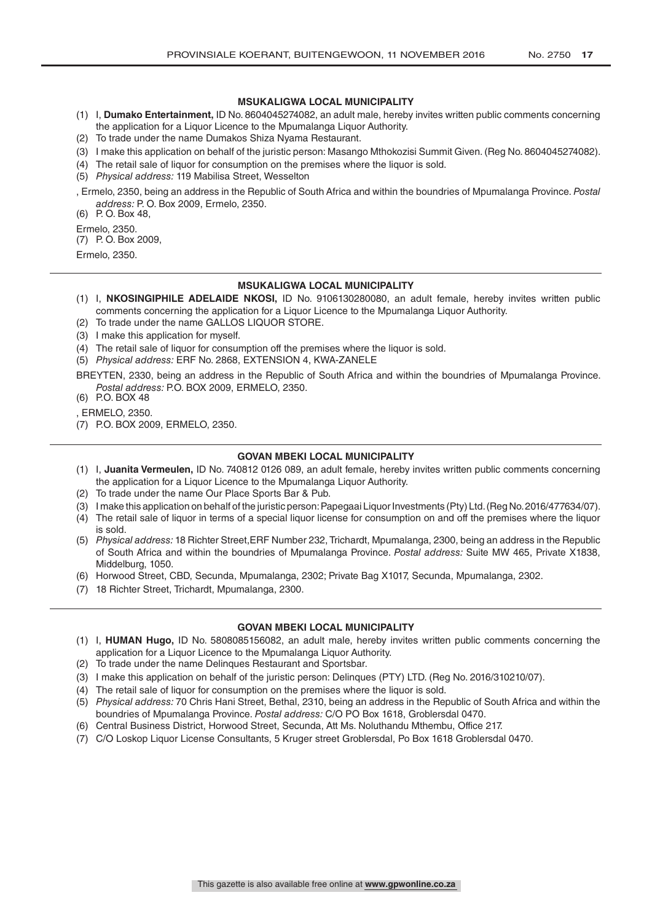### MSUKALIGWA LOCAL MUNICIPALITY

(1) I, **Dumako Entertainment,** ID No. 8604045274082, an adult male, hereby invites written public comments concerning the application for a Liquor Licence to the Mpumalanga Liquor Authority.
(2) To trade under the name Dumakos Shiza Nyama Restaurant.
(3) I make this application on behalf of the juristic person: Masango Mthokozisi Summit Given. (Reg No. 8604045274082).
(4) The retail sale of liquor for consumption on the premises where the liquor is sold.
(5) *Physical address:* 119 Mabilisa Street, Wesselton

, Ermelo, 2350, being an address in the Republic of South Africa and within the boundries of Mpumalanga Province. *Postal address:* P. O. Box 2009, Ermelo, 2350.

(6) P. O. Box 48,

Ermelo, 2350.

(7) P. O. Box 2009,

Ermelo, 2350.

---

### MSUKALIGWA LOCAL MUNICIPALITY

(1) I, **NKOSINGIPHILE ADELAIDE NKOSI,** ID No. 9106130280080, an adult female, hereby invites written public comments concerning the application for a Liquor Licence to the Mpumalanga Liquor Authority.
(2) To trade under the name GALLOS LIQUOR STORE.
(3) I make this application for myself.
(4) The retail sale of liquor for consumption off the premises where the liquor is sold.
(5) *Physical address:* ERF No. 2868, EXTENSION 4, KWA-ZANELE

BREYTEN, 2330, being an address in the Republic of South Africa and within the boundries of Mpumalanga Province. *Postal address:* P.O. BOX 2009, ERMELO, 2350.

(6) P.O. BOX 48

, ERMELO, 2350.

(7) P.O. BOX 2009, ERMELO, 2350.

---

### GOVAN MBEKI LOCAL MUNICIPALITY

(1) I, **Juanita Vermeulen,** ID No. 740812 0126 089, an adult female, hereby invites written public comments concerning the application for a Liquor Licence to the Mpumalanga Liquor Authority.
(2) To trade under the name Our Place Sports Bar & Pub.
(3) I make this application on behalf of the juristic person: Papegaai Liquor Investments (Pty) Ltd. (Reg No. 2016/477634/07).
(4) The retail sale of liquor in terms of a special liquor license for consumption on and off the premises where the liquor is sold.
(5) *Physical address:* 18 Richter Street,ERF Number 232, Trichardt, Mpumalanga, 2300, being an address in the Republic of South Africa and within the boundries of Mpumalanga Province. *Postal address:* Suite MW 465, Private X1838, Middelburg, 1050.
(6) Horwood Street, CBD, Secunda, Mpumalanga, 2302; Private Bag X1017, Secunda, Mpumalanga, 2302.
(7) 18 Richter Street, Trichardt, Mpumalanga, 2300.

---

### GOVAN MBEKI LOCAL MUNICIPALITY

(1) I, **HUMAN Hugo,** ID No. 5808085156082, an adult male, hereby invites written public comments concerning the application for a Liquor Licence to the Mpumalanga Liquor Authority.
(2) To trade under the name Delinques Restaurant and Sportsbar.
(3) I make this application on behalf of the juristic person: Delinques (PTY) LTD. (Reg No. 2016/310210/07).
(4) The retail sale of liquor for consumption on the premises where the liquor is sold.
(5) *Physical address:* 70 Chris Hani Street, Bethal, 2310, being an address in the Republic of South Africa and within the boundries of Mpumalanga Province. *Postal address:* C/O PO Box 1618, Groblersdal 0470.
(6) Central Business District, Horwood Street, Secunda, Att Ms. Noluthandu Mthembu, Office 217.
(7) C/O Loskop Liquor License Consultants, 5 Kruger street Groblersdal, Po Box 1618 Groblersdal 0470.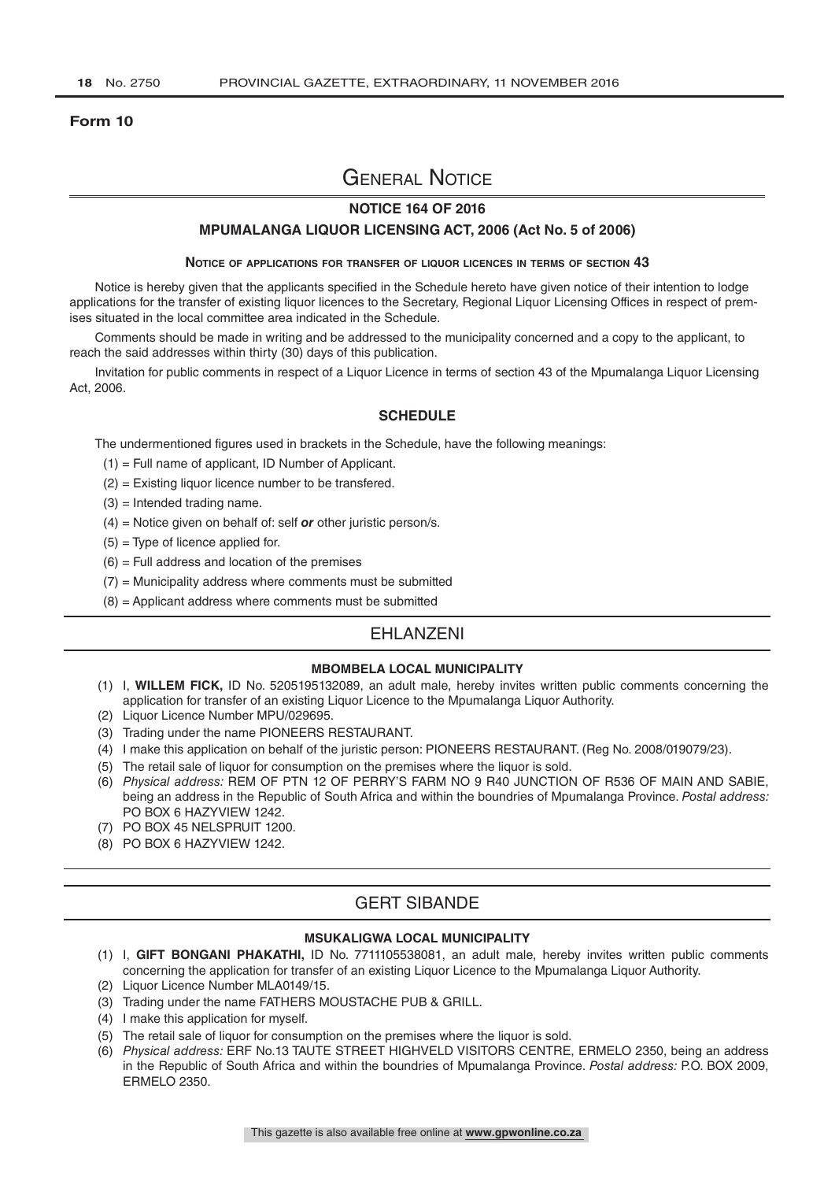**Form 10**

# General Notice

## NOTICE 164 OF 2016

## MPUMALANGA LIQUOR LICENSING ACT, 2006 (Act No. 5 of 2006)

### Notice of applications for transfer of liquor licences in terms of section 43

Notice is hereby given that the applicants specified in the Schedule hereto have given notice of their intention to lodge applications for the transfer of existing liquor licences to the Secretary, Regional Liquor Licensing Offices in respect of premises situated in the local committee area indicated in the Schedule.

Comments should be made in writing and be addressed to the municipality concerned and a copy to the applicant, to reach the said addresses within thirty (30) days of this publication.

Invitation for public comments in respect of a Liquor Licence in terms of section 43 of the Mpumalanga Liquor Licensing Act, 2006.

### SCHEDULE

The undermentioned figures used in brackets in the Schedule, have the following meanings:

(1) = Full name of applicant, ID Number of Applicant.

(2) = Existing liquor licence number to be transfered.

(3) = Intended trading name.

(4) = Notice given on behalf of: self ***or*** other juristic person/s.

(5) = Type of licence applied for.

(6) = Full address and location of the premises

(7) = Municipality address where comments must be submitted

(8) = Applicant address where comments must be submitted

## EHLANZENI

### MBOMBELA LOCAL MUNICIPALITY

(1) I, **WILLEM FICK,** ID No. 5205195132089, an adult male, hereby invites written public comments concerning the application for transfer of an existing Liquor Licence to the Mpumalanga Liquor Authority.

(2) Liquor Licence Number MPU/029695.

(3) Trading under the name PIONEERS RESTAURANT.

(4) I make this application on behalf of the juristic person: PIONEERS RESTAURANT. (Reg No. 2008/019079/23).

(5) The retail sale of liquor for consumption on the premises where the liquor is sold.

(6) *Physical address:* REM OF PTN 12 OF PERRY'S FARM NO 9 R40 JUNCTION OF R536 OF MAIN AND SABIE, being an address in the Republic of South Africa and within the boundries of Mpumalanga Province. *Postal address:* PO BOX 6 HAZYVIEW 1242.

(7) PO BOX 45 NELSPRUIT 1200.

(8) PO BOX 6 HAZYVIEW 1242.

## GERT SIBANDE

### MSUKALIGWA LOCAL MUNICIPALITY

(1) I, **GIFT BONGANI PHAKATHI,** ID No. 7711105538081, an adult male, hereby invites written public comments concerning the application for transfer of an existing Liquor Licence to the Mpumalanga Liquor Authority.

(2) Liquor Licence Number MLA0149/15.

(3) Trading under the name FATHERS MOUSTACHE PUB & GRILL.

(4) I make this application for myself.

(5) The retail sale of liquor for consumption on the premises where the liquor is sold.

(6) *Physical address:* ERF No.13 TAUTE STREET HIGHVELD VISITORS CENTRE, ERMELO 2350, being an address in the Republic of South Africa and within the boundries of Mpumalanga Province. *Postal address:* P.O. BOX 2009, ERMELO 2350.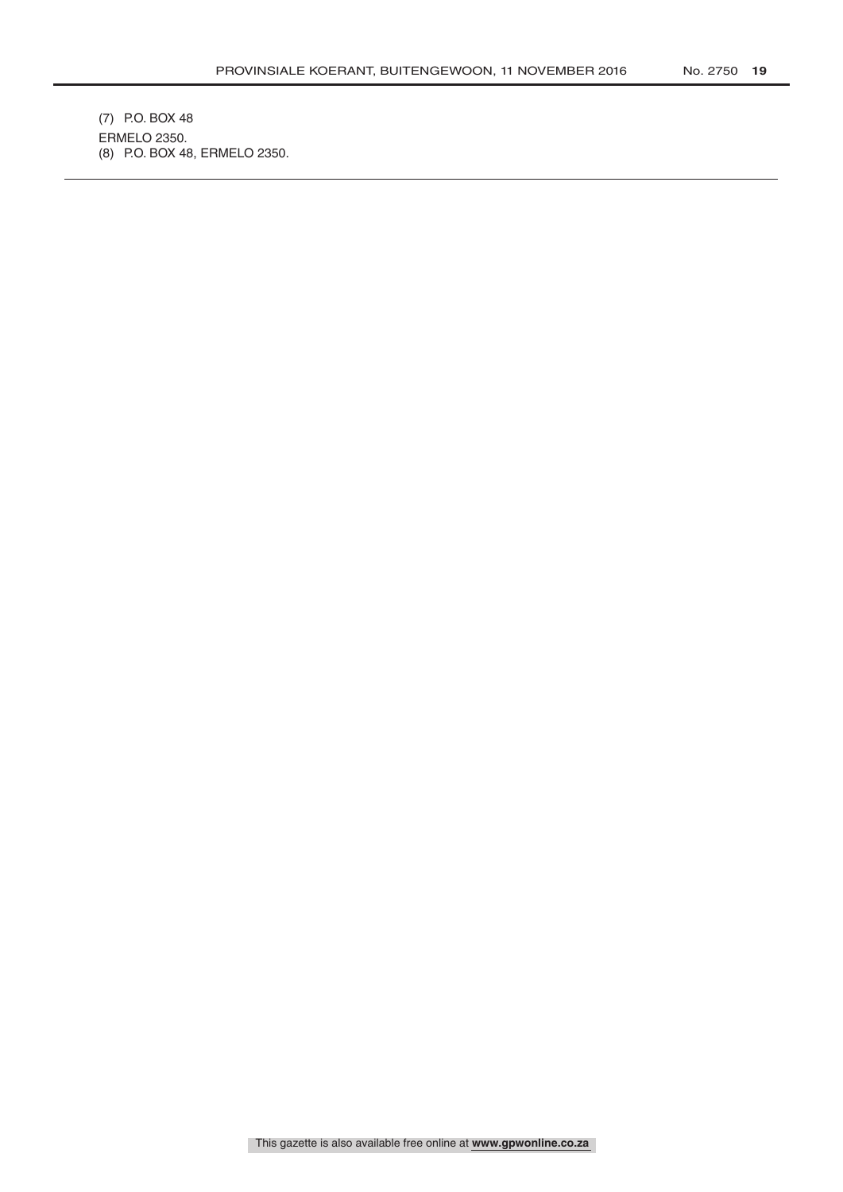(7) P.O. BOX 48
ERMELO 2350.
(8) P.O. BOX 48, ERMELO 2350.

---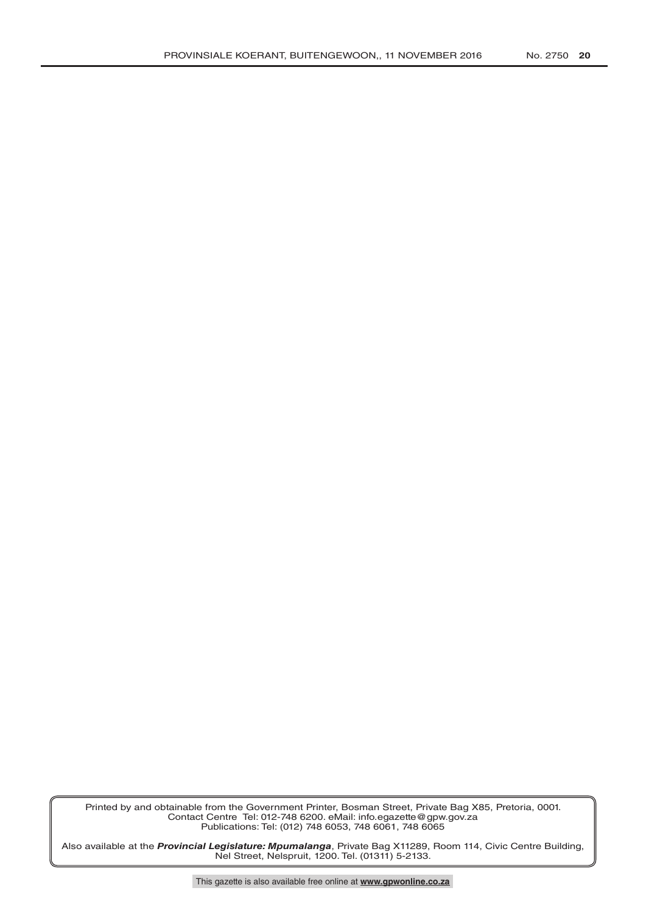Printed by and obtainable from the Government Printer, Bosman Street, Private Bag X85, Pretoria, 0001.
Contact Centre Tel: 012-748 6200. eMail: info.egazette@gpw.gov.za
Publications: Tel: (012) 748 6053, 748 6061, 748 6065

Also available at the ***Provincial Legislature: Mpumalanga***, Private Bag X11289, Room 114, Civic Centre Building, Nel Street, Nelspruit, 1200. Tel. (01311) 5-2133.

This gazette is also available free online at **www.gpwonline.co.za**